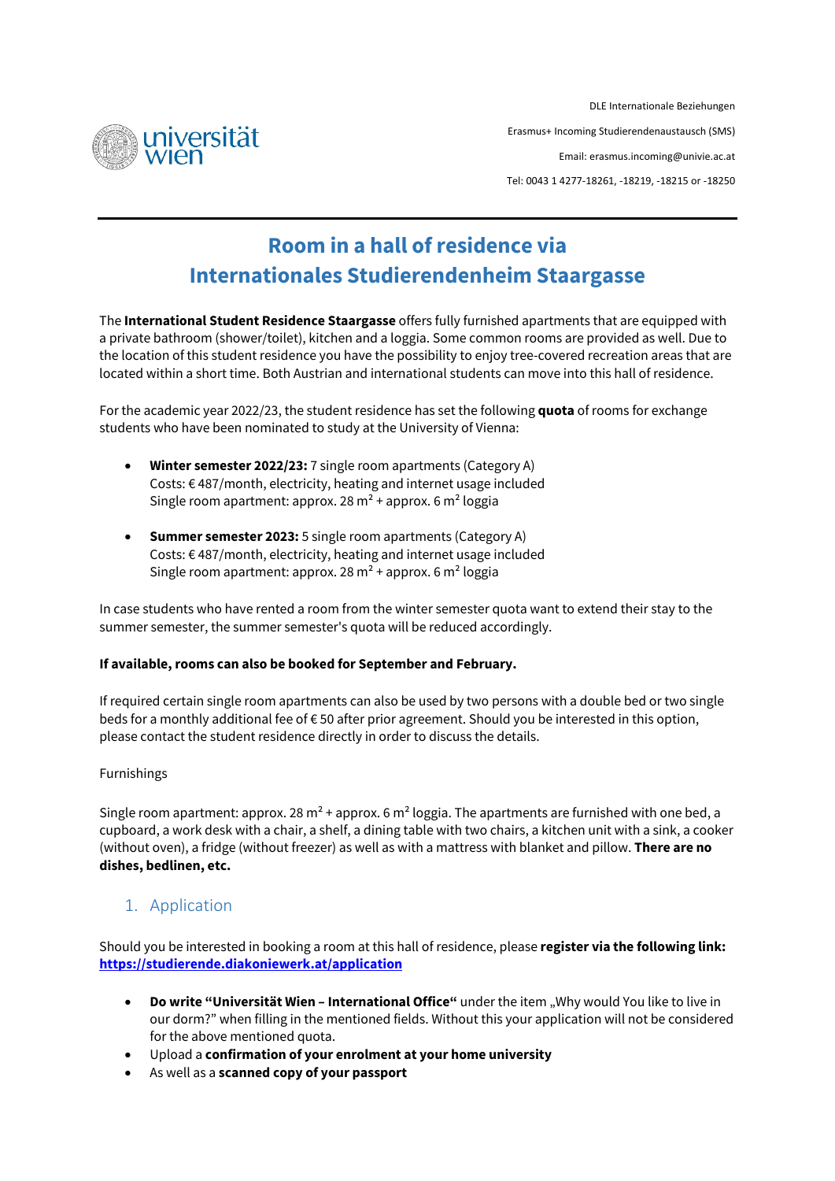DLE Internationale Beziehungen

Erasmus+ Incoming Studierendenaustausch (SMS)

Email: erasmus.incoming@univie.ac.at

Tel: 0043 1 4277-18261, -18219, -18215 or -18250

# Room in a hall of residence via Internationales Studierendenheim Staargasse

The **International Student Residence Staargasse** offers fully furnished apartments that are equipped with a private bathroom (shower/toilet), kitchen and a loggia. Some common rooms are provided as well. Due to the location of this student residence you have the possibility to enjoy tree-covered recreation areas that are located within a short time. Both Austrian and international students can move into this hall of residence.

For the academic year 2022/23, the student residence has set the following **quota** of rooms for exchange students who have been nominated to study at the University of Vienna:

- **Winter semester 2022/23:** 7 single room apartments (Category A)
  Costs: € 487/month, electricity, heating and internet usage included
  Single room apartment: approx. 28 m² + approx. 6 m² loggia

- **Summer semester 2023:** 5 single room apartments (Category A)
  Costs: € 487/month, electricity, heating and internet usage included
  Single room apartment: approx. 28 m² + approx. 6 m² loggia

In case students who have rented a room from the winter semester quota want to extend their stay to the summer semester, the summer semester's quota will be reduced accordingly.

**If available, rooms can also be booked for September and February.**

If required certain single room apartments can also be used by two persons with a double bed or two single beds for a monthly additional fee of € 50 after prior agreement. Should you be interested in this option, please contact the student residence directly in order to discuss the details.

Furnishings

Single room apartment: approx. 28 m² + approx. 6 m² loggia. The apartments are furnished with one bed, a cupboard, a work desk with a chair, a shelf, a dining table with two chairs, a kitchen unit with a sink, a cooker (without oven), a fridge (without freezer) as well as with a mattress with blanket and pillow. **There are no dishes, bedlinen, etc.**

## 1. Application

Should you be interested in booking a room at this hall of residence, please **register via the following link:** **https://studierende.diakoniewerk.at/application**

- **Do write "Universität Wien – International Office"** under the item „Why would You like to live in our dorm?" when filling in the mentioned fields. Without this your application will not be considered for the above mentioned quota.
- Upload a **confirmation of your enrolment at your home university**
- As well as a **scanned copy of your passport**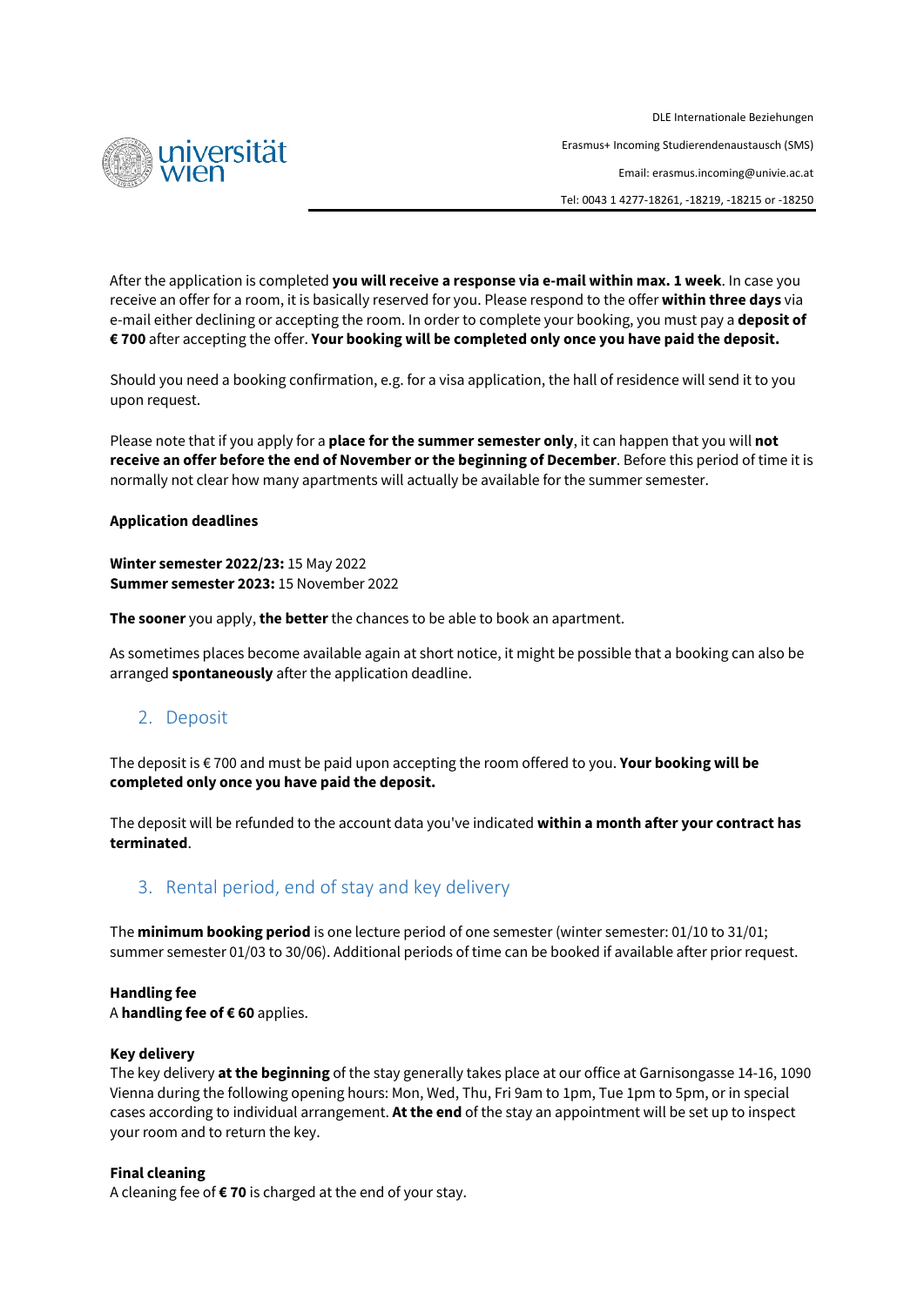After the application is completed **you will receive a response via e-mail within max. 1 week**. In case you receive an offer for a room, it is basically reserved for you. Please respond to the offer **within three days** via e-mail either declining or accepting the room. In order to complete your booking, you must pay a **deposit of € 700** after accepting the offer. **Your booking will be completed only once you have paid the deposit.**

Should you need a booking confirmation, e.g. for a visa application, the hall of residence will send it to you upon request.

Please note that if you apply for a **place for the summer semester only**, it can happen that you will **not receive an offer before the end of November or the beginning of December**. Before this period of time it is normally not clear how many apartments will actually be available for the summer semester.

**Application deadlines**

**Winter semester 2022/23:** 15 May 2022
**Summer semester 2023:** 15 November 2022

**The sooner** you apply, **the better** the chances to be able to book an apartment.

As sometimes places become available again at short notice, it might be possible that a booking can also be arranged **spontaneously** after the application deadline.

## 2. Deposit

The deposit is € 700 and must be paid upon accepting the room offered to you. **Your booking will be completed only once you have paid the deposit.**

The deposit will be refunded to the account data you've indicated **within a month after your contract has terminated**.

## 3. Rental period, end of stay and key delivery

The **minimum booking period** is one lecture period of one semester (winter semester: 01/10 to 31/01; summer semester 01/03 to 30/06). Additional periods of time can be booked if available after prior request.

**Handling fee**
A **handling fee of € 60** applies.

**Key delivery**
The key delivery **at the beginning** of the stay generally takes place at our office at Garnisongasse 14-16, 1090 Vienna during the following opening hours: Mon, Wed, Thu, Fri 9am to 1pm, Tue 1pm to 5pm, or in special cases according to individual arrangement. **At the end** of the stay an appointment will be set up to inspect your room and to return the key.

**Final cleaning**
A cleaning fee of **€ 70** is charged at the end of your stay.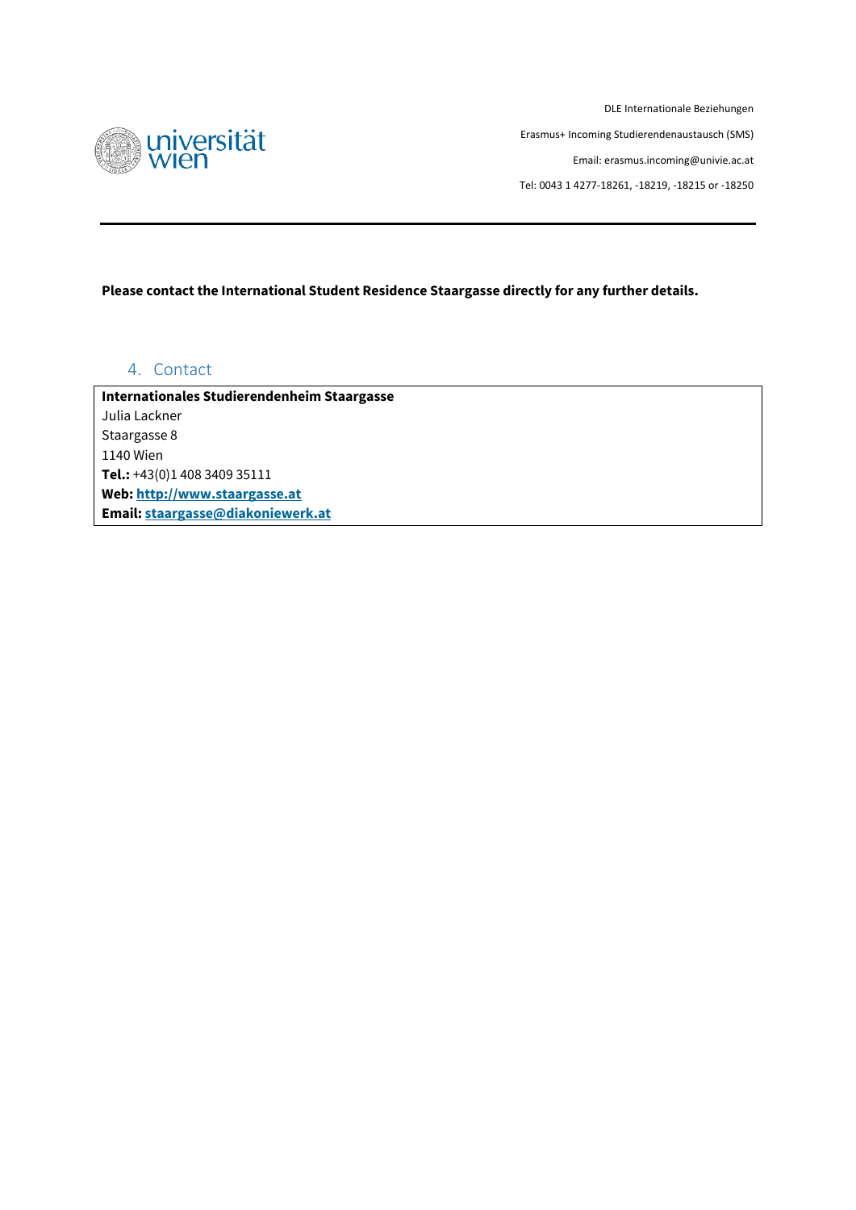**Please contact the International Student Residence Staargasse directly for any further details.**

## 4. Contact

| |
|---|
| **Internationales Studierendenheim Staargasse**<br>Julia Lackner<br>Staargasse 8<br>1140 Wien<br>**Tel.:** +43(0)1 408 3409 35111<br>**Web:** **http://www.staargasse.at**<br>**Email:** **staargasse@diakoniewerk.at** |